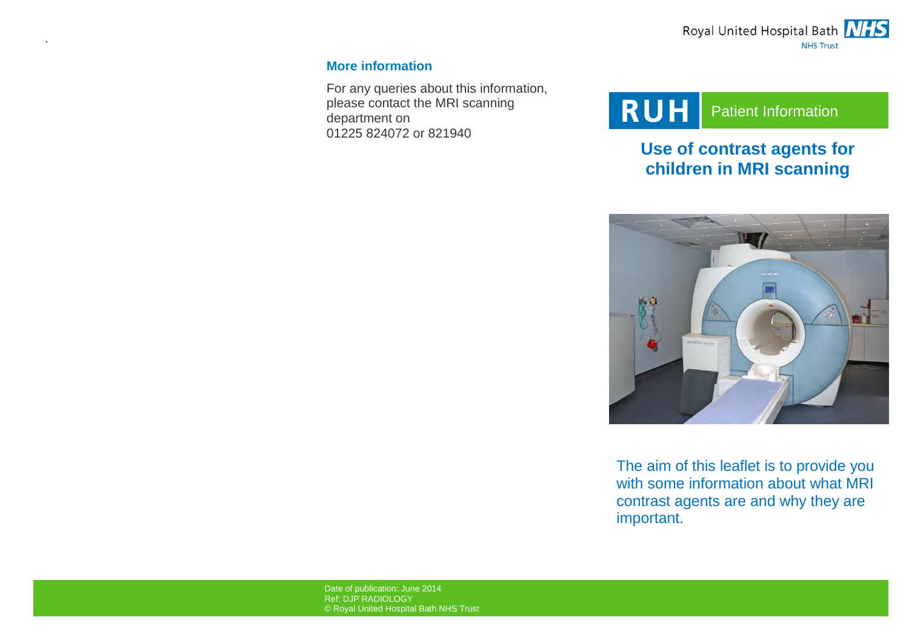## More information

For any queries about this information, please contact the MRI scanning department on 01225 824072 or 821940

Date of publication: June 2014
Ref: DJP RADIOLOGY
© Royal United Hospital Bath NHS Trust

Royal United Hospital Bath NHS Trust

RUH Patient Information

# Use of contrast agents for children in MRI scanning

The aim of this leaflet is to provide you with some information about what MRI contrast agents are and why they are important.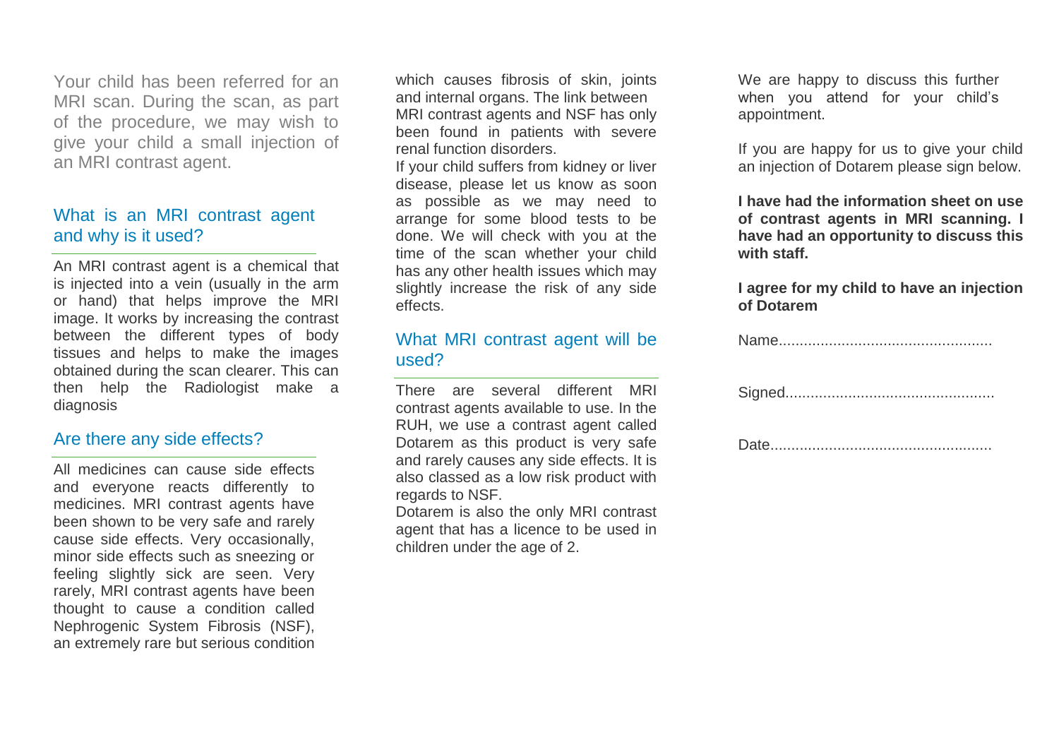Your child has been referred for an MRI scan. During the scan, as part of the procedure, we may wish to give your child a small injection of an MRI contrast agent.

## What is an MRI contrast agent and why is it used?

An MRI contrast agent is a chemical that is injected into a vein (usually in the arm or hand) that helps improve the MRI image. It works by increasing the contrast between the different types of body tissues and helps to make the images obtained during the scan clearer. This can then help the Radiologist make a diagnosis

## Are there any side effects?

All medicines can cause side effects and everyone reacts differently to medicines. MRI contrast agents have been shown to be very safe and rarely cause side effects. Very occasionally, minor side effects such as sneezing or feeling slightly sick are seen. Very rarely, MRI contrast agents have been thought to cause a condition called Nephrogenic System Fibrosis (NSF), an extremely rare but serious condition which causes fibrosis of skin, joints and internal organs. The link between MRI contrast agents and NSF has only been found in patients with severe renal function disorders.

If your child suffers from kidney or liver disease, please let us know as soon as possible as we may need to arrange for some blood tests to be done. We will check with you at the time of the scan whether your child has any other health issues which may slightly increase the risk of any side effects.

## What MRI contrast agent will be used?

There are several different MRI contrast agents available to use. In the RUH, we use a contrast agent called Dotarem as this product is very safe and rarely causes any side effects. It is also classed as a low risk product with regards to NSF.

Dotarem is also the only MRI contrast agent that has a licence to be used in children under the age of 2.

We are happy to discuss this further when you attend for your child's appointment.

If you are happy for us to give your child an injection of Dotarem please sign below.

**I have had the information sheet on use of contrast agents in MRI scanning. I have had an opportunity to discuss this with staff.**

**I agree for my child to have an injection of Dotarem**

Name..................................................

Signed..................................................

Date....................................................